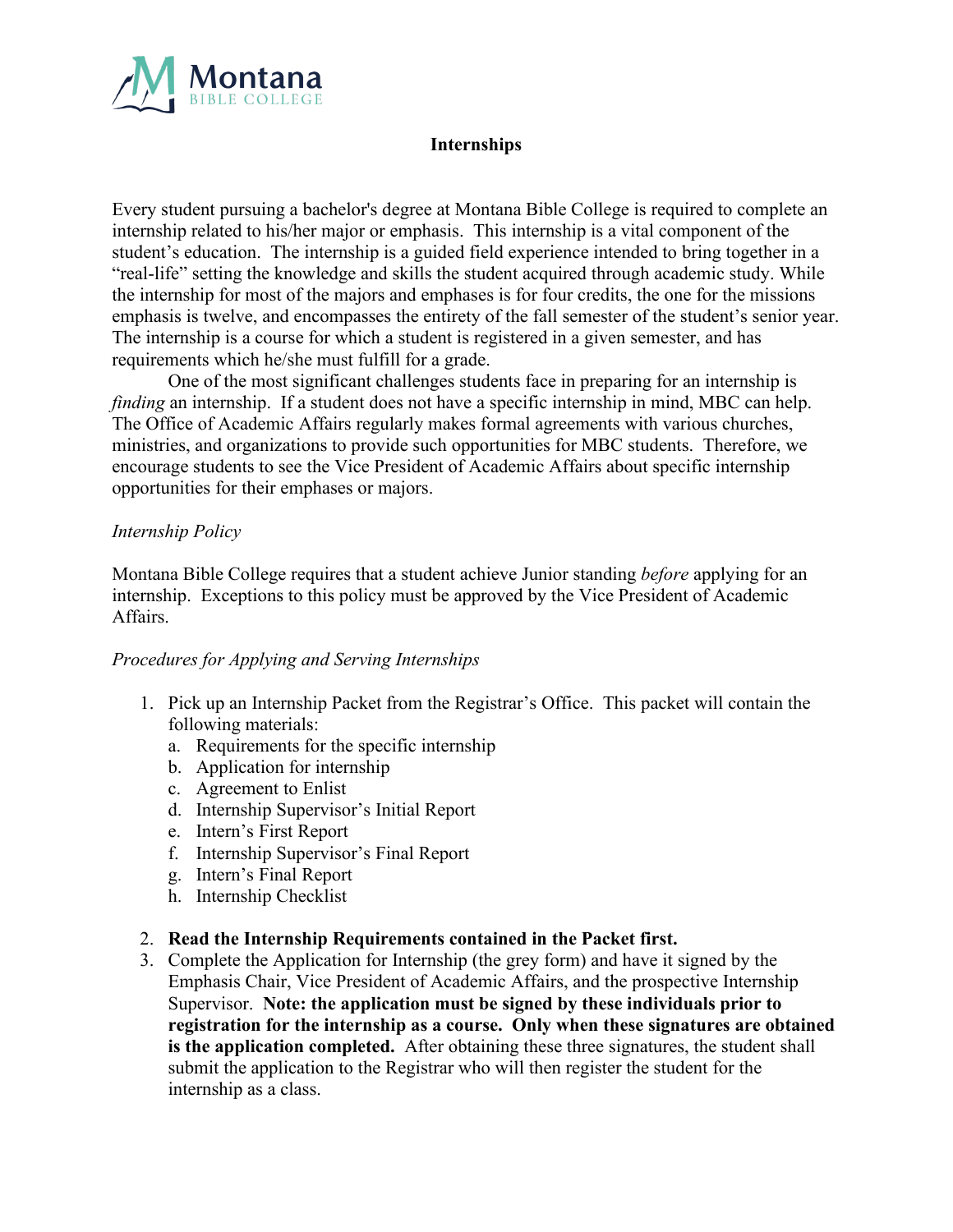# Internships

Every student pursuing a bachelor's degree at Montana Bible College is required to complete an internship related to his/her major or emphasis. This internship is a vital component of the student's education. The internship is a guided field experience intended to bring together in a "real-life" setting the knowledge and skills the student acquired through academic study. While the internship for most of the majors and emphases is for four credits, the one for the missions emphasis is twelve, and encompasses the entirety of the fall semester of the student's senior year. The internship is a course for which a student is registered in a given semester, and has requirements which he/she must fulfill for a grade.

One of the most significant challenges students face in preparing for an internship is *finding* an internship. If a student does not have a specific internship in mind, MBC can help. The Office of Academic Affairs regularly makes formal agreements with various churches, ministries, and organizations to provide such opportunities for MBC students. Therefore, we encourage students to see the Vice President of Academic Affairs about specific internship opportunities for their emphases or majors.

*Internship Policy*

Montana Bible College requires that a student achieve Junior standing *before* applying for an internship. Exceptions to this policy must be approved by the Vice President of Academic Affairs.

*Procedures for Applying and Serving Internships*

1. Pick up an Internship Packet from the Registrar's Office. This packet will contain the following materials:
   a. Requirements for the specific internship
   b. Application for internship
   c. Agreement to Enlist
   d. Internship Supervisor's Initial Report
   e. Intern's First Report
   f. Internship Supervisor's Final Report
   g. Intern's Final Report
   h. Internship Checklist
2. **Read the Internship Requirements contained in the Packet first.**
3. Complete the Application for Internship (the grey form) and have it signed by the Emphasis Chair, Vice President of Academic Affairs, and the prospective Internship Supervisor. **Note: the application must be signed by these individuals prior to registration for the internship as a course. Only when these signatures are obtained is the application completed.** After obtaining these three signatures, the student shall submit the application to the Registrar who will then register the student for the internship as a class.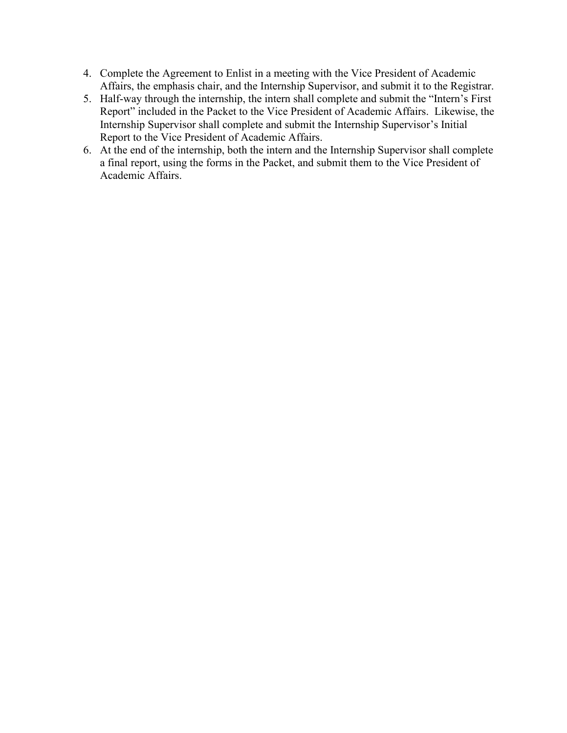4. Complete the Agreement to Enlist in a meeting with the Vice President of Academic Affairs, the emphasis chair, and the Internship Supervisor, and submit it to the Registrar.
5. Half-way through the internship, the intern shall complete and submit the "Intern's First Report" included in the Packet to the Vice President of Academic Affairs. Likewise, the Internship Supervisor shall complete and submit the Internship Supervisor's Initial Report to the Vice President of Academic Affairs.
6. At the end of the internship, both the intern and the Internship Supervisor shall complete a final report, using the forms in the Packet, and submit them to the Vice President of Academic Affairs.